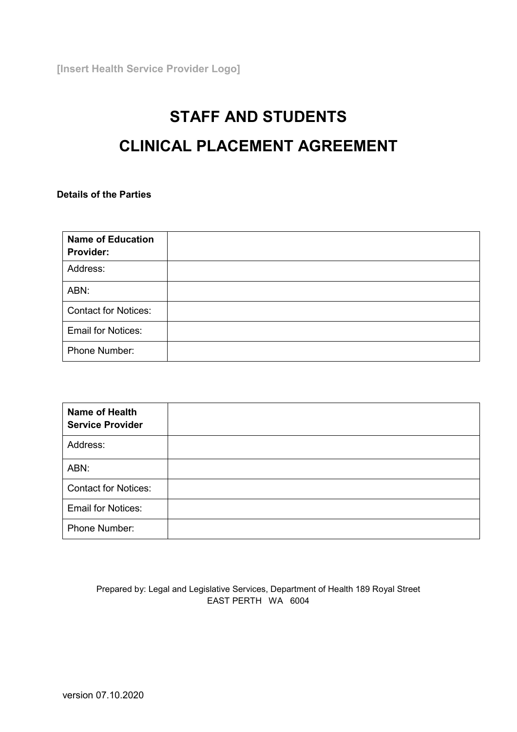[Insert Health Service Provider Logo]

# STAFF AND STUDENTS

# CLINICAL PLACEMENT AGREEMENT

**Details of the Parties**

| **Name of Education Provider:** | |
|---|---|
| Address: | |
| ABN: | |
| Contact for Notices: | |
| Email for Notices: | |
| Phone Number: | |

| **Name of Health Service Provider** | |
|---|---|
| Address: | |
| ABN: | |
| Contact for Notices: | |
| Email for Notices: | |
| Phone Number: | |

Prepared by: Legal and Legislative Services, Department of Health 189 Royal Street
EAST PERTH WA 6004

version 07.10.2020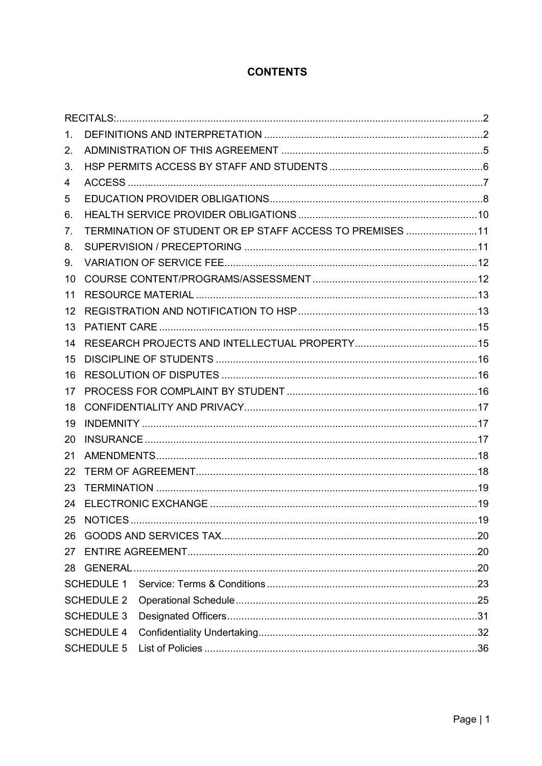# CONTENTS

| | | |
|---|---|---|
| RECITALS: | | 2 |
| 1. | DEFINITIONS AND INTERPRETATION | 2 |
| 2. | ADMINISTRATION OF THIS AGREEMENT | 5 |
| 3. | HSP PERMITS ACCESS BY STAFF AND STUDENTS | 6 |
| 4 | ACCESS | 7 |
| 5 | EDUCATION PROVIDER OBLIGATIONS | 8 |
| 6. | HEALTH SERVICE PROVIDER OBLIGATIONS | 10 |
| 7. | TERMINATION OF STUDENT OR EP STAFF ACCESS TO PREMISES | 11 |
| 8. | SUPERVISION / PRECEPTORING | 11 |
| 9. | VARIATION OF SERVICE FEE | 12 |
| 10 | COURSE CONTENT/PROGRAMS/ASSESSMENT | 12 |
| 11 | RESOURCE MATERIAL | 13 |
| 12 | REGISTRATION AND NOTIFICATION TO HSP | 13 |
| 13 | PATIENT CARE | 15 |
| 14 | RESEARCH PROJECTS AND INTELLECTUAL PROPERTY | 15 |
| 15 | DISCIPLINE OF STUDENTS | 16 |
| 16 | RESOLUTION OF DISPUTES | 16 |
| 17 | PROCESS FOR COMPLAINT BY STUDENT | 16 |
| 18 | CONFIDENTIALITY AND PRIVACY | 17 |
| 19 | INDEMNITY | 17 |
| 20 | INSURANCE | 17 |
| 21 | AMENDMENTS | 18 |
| 22 | TERM OF AGREEMENT | 18 |
| 23 | TERMINATION | 19 |
| 24 | ELECTRONIC EXCHANGE | 19 |
| 25 | NOTICES | 19 |
| 26 | GOODS AND SERVICES TAX | 20 |
| 27 | ENTIRE AGREEMENT | 20 |
| 28 | GENERAL | 20 |
| SCHEDULE 1 | Service: Terms & Conditions | 23 |
| SCHEDULE 2 | Operational Schedule | 25 |
| SCHEDULE 3 | Designated Officers | 31 |
| SCHEDULE 4 | Confidentiality Undertaking | 32 |
| SCHEDULE 5 | List of Policies | 36 |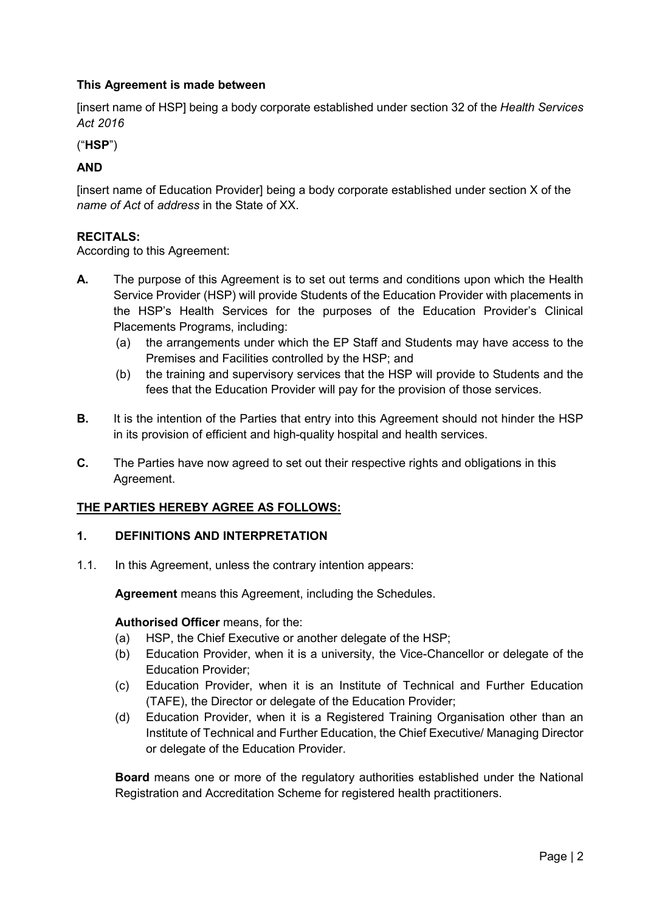**This Agreement is made between**

[insert name of HSP] being a body corporate established under section 32 of the *Health Services Act 2016*

("**HSP**")

**AND**

[insert name of Education Provider] being a body corporate established under section X of the *name of Act* of *address* in the State of XX.

**RECITALS:**

According to this Agreement:

**A.** The purpose of this Agreement is to set out terms and conditions upon which the Health Service Provider (HSP) will provide Students of the Education Provider with placements in the HSP's Health Services for the purposes of the Education Provider's Clinical Placements Programs, including:

- (a) the arrangements under which the EP Staff and Students may have access to the Premises and Facilities controlled by the HSP; and
- (b) the training and supervisory services that the HSP will provide to Students and the fees that the Education Provider will pay for the provision of those services.

**B.** It is the intention of the Parties that entry into this Agreement should not hinder the HSP in its provision of efficient and high-quality hospital and health services.

**C.** The Parties have now agreed to set out their respective rights and obligations in this Agreement.

**<u>THE PARTIES HEREBY AGREE AS FOLLOWS:</u>**

## 1. DEFINITIONS AND INTERPRETATION

1.1. In this Agreement, unless the contrary intention appears:

**Agreement** means this Agreement, including the Schedules.

**Authorised Officer** means, for the:

- (a) HSP, the Chief Executive or another delegate of the HSP;
- (b) Education Provider, when it is a university, the Vice-Chancellor or delegate of the Education Provider;
- (c) Education Provider, when it is an Institute of Technical and Further Education (TAFE), the Director or delegate of the Education Provider;
- (d) Education Provider, when it is a Registered Training Organisation other than an Institute of Technical and Further Education, the Chief Executive/ Managing Director or delegate of the Education Provider.

**Board** means one or more of the regulatory authorities established under the National Registration and Accreditation Scheme for registered health practitioners.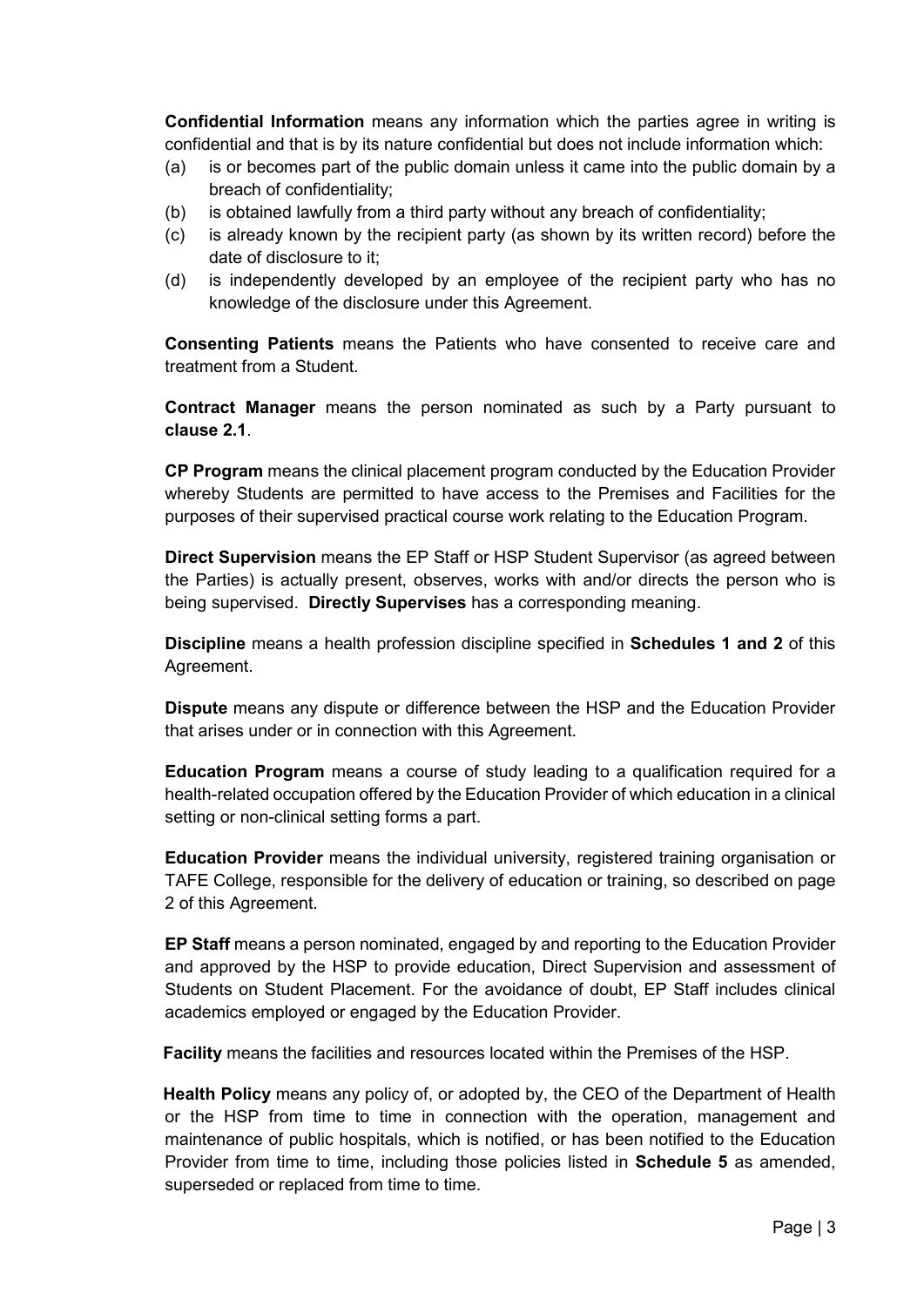**Confidential Information** means any information which the parties agree in writing is confidential and that is by its nature confidential but does not include information which:

(a) is or becomes part of the public domain unless it came into the public domain by a breach of confidentiality;

(b) is obtained lawfully from a third party without any breach of confidentiality;

(c) is already known by the recipient party (as shown by its written record) before the date of disclosure to it;

(d) is independently developed by an employee of the recipient party who has no knowledge of the disclosure under this Agreement.

**Consenting Patients** means the Patients who have consented to receive care and treatment from a Student.

**Contract Manager** means the person nominated as such by a Party pursuant to **clause 2.1**.

**CP Program** means the clinical placement program conducted by the Education Provider whereby Students are permitted to have access to the Premises and Facilities for the purposes of their supervised practical course work relating to the Education Program.

**Direct Supervision** means the EP Staff or HSP Student Supervisor (as agreed between the Parties) is actually present, observes, works with and/or directs the person who is being supervised. **Directly Supervises** has a corresponding meaning.

**Discipline** means a health profession discipline specified in **Schedules 1 and 2** of this Agreement.

**Dispute** means any dispute or difference between the HSP and the Education Provider that arises under or in connection with this Agreement.

**Education Program** means a course of study leading to a qualification required for a health-related occupation offered by the Education Provider of which education in a clinical setting or non-clinical setting forms a part.

**Education Provider** means the individual university, registered training organisation or TAFE College, responsible for the delivery of education or training, so described on page 2 of this Agreement.

**EP Staff** means a person nominated, engaged by and reporting to the Education Provider and approved by the HSP to provide education, Direct Supervision and assessment of Students on Student Placement. For the avoidance of doubt, EP Staff includes clinical academics employed or engaged by the Education Provider.

**Facility** means the facilities and resources located within the Premises of the HSP.

**Health Policy** means any policy of, or adopted by, the CEO of the Department of Health or the HSP from time to time in connection with the operation, management and maintenance of public hospitals, which is notified, or has been notified to the Education Provider from time to time, including those policies listed in **Schedule 5** as amended, superseded or replaced from time to time.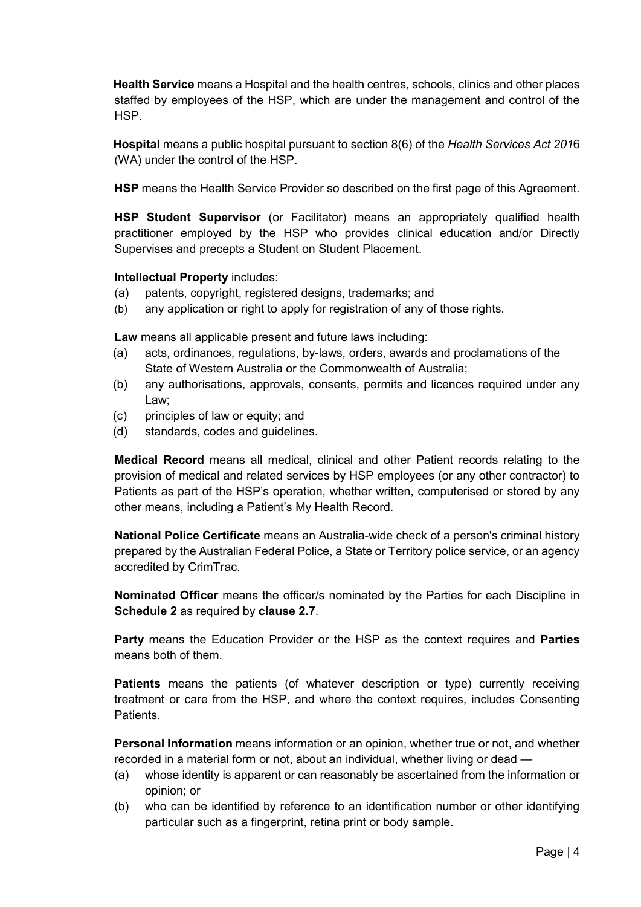**Health Service** means a Hospital and the health centres, schools, clinics and other places staffed by employees of the HSP, which are under the management and control of the HSP.

**Hospital** means a public hospital pursuant to section 8(6) of the *Health Services Act 2016* (WA) under the control of the HSP.

**HSP** means the Health Service Provider so described on the first page of this Agreement.

**HSP Student Supervisor** (or Facilitator) means an appropriately qualified health practitioner employed by the HSP who provides clinical education and/or Directly Supervises and precepts a Student on Student Placement.

**Intellectual Property** includes:

(a) patents, copyright, registered designs, trademarks; and
(b) any application or right to apply for registration of any of those rights.

**Law** means all applicable present and future laws including:

(a) acts, ordinances, regulations, by-laws, orders, awards and proclamations of the State of Western Australia or the Commonwealth of Australia;
(b) any authorisations, approvals, consents, permits and licences required under any Law;
(c) principles of law or equity; and
(d) standards, codes and guidelines.

**Medical Record** means all medical, clinical and other Patient records relating to the provision of medical and related services by HSP employees (or any other contractor) to Patients as part of the HSP's operation, whether written, computerised or stored by any other means, including a Patient's My Health Record.

**National Police Certificate** means an Australia-wide check of a person's criminal history prepared by the Australian Federal Police, a State or Territory police service, or an agency accredited by CrimTrac.

**Nominated Officer** means the officer/s nominated by the Parties for each Discipline in **Schedule 2** as required by **clause 2.7**.

**Party** means the Education Provider or the HSP as the context requires and **Parties** means both of them.

**Patients** means the patients (of whatever description or type) currently receiving treatment or care from the HSP, and where the context requires, includes Consenting Patients.

**Personal Information** means information or an opinion, whether true or not, and whether recorded in a material form or not, about an individual, whether living or dead —

(a) whose identity is apparent or can reasonably be ascertained from the information or opinion; or
(b) who can be identified by reference to an identification number or other identifying particular such as a fingerprint, retina print or body sample.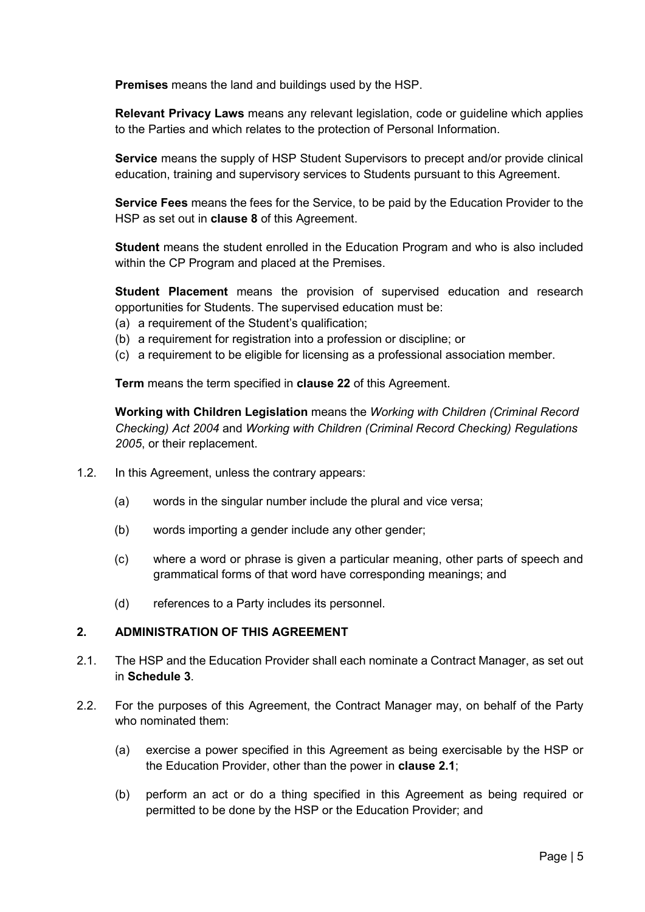**Premises** means the land and buildings used by the HSP.

**Relevant Privacy Laws** means any relevant legislation, code or guideline which applies to the Parties and which relates to the protection of Personal Information.

**Service** means the supply of HSP Student Supervisors to precept and/or provide clinical education, training and supervisory services to Students pursuant to this Agreement.

**Service Fees** means the fees for the Service, to be paid by the Education Provider to the HSP as set out in **clause 8** of this Agreement.

**Student** means the student enrolled in the Education Program and who is also included within the CP Program and placed at the Premises.

**Student Placement** means the provision of supervised education and research opportunities for Students. The supervised education must be:

(a) a requirement of the Student's qualification;

(b) a requirement for registration into a profession or discipline; or

(c) a requirement to be eligible for licensing as a professional association member.

**Term** means the term specified in **clause 22** of this Agreement.

**Working with Children Legislation** means the *Working with Children (Criminal Record Checking) Act 2004* and *Working with Children (Criminal Record Checking) Regulations 2005*, or their replacement.

1.2. In this Agreement, unless the contrary appears:

(a) words in the singular number include the plural and vice versa;

(b) words importing a gender include any other gender;

(c) where a word or phrase is given a particular meaning, other parts of speech and grammatical forms of that word have corresponding meanings; and

(d) references to a Party includes its personnel.

## 2. ADMINISTRATION OF THIS AGREEMENT

2.1. The HSP and the Education Provider shall each nominate a Contract Manager, as set out in **Schedule 3**.

2.2. For the purposes of this Agreement, the Contract Manager may, on behalf of the Party who nominated them:

(a) exercise a power specified in this Agreement as being exercisable by the HSP or the Education Provider, other than the power in **clause 2.1**;

(b) perform an act or do a thing specified in this Agreement as being required or permitted to be done by the HSP or the Education Provider; and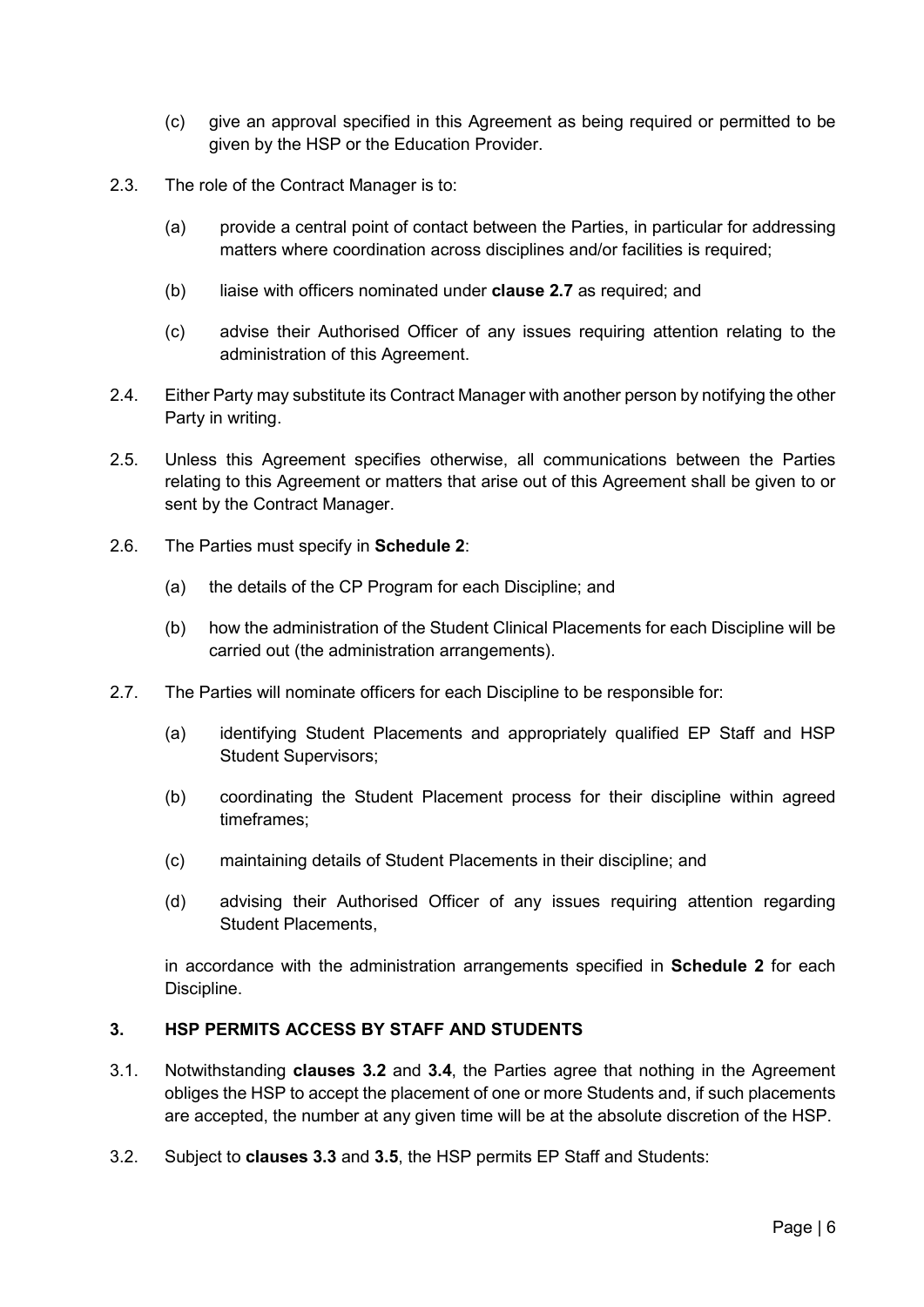(c) give an approval specified in this Agreement as being required or permitted to be given by the HSP or the Education Provider.

2.3. The role of the Contract Manager is to:

(a) provide a central point of contact between the Parties, in particular for addressing matters where coordination across disciplines and/or facilities is required;

(b) liaise with officers nominated under **clause 2.7** as required; and

(c) advise their Authorised Officer of any issues requiring attention relating to the administration of this Agreement.

2.4. Either Party may substitute its Contract Manager with another person by notifying the other Party in writing.

2.5. Unless this Agreement specifies otherwise, all communications between the Parties relating to this Agreement or matters that arise out of this Agreement shall be given to or sent by the Contract Manager.

2.6. The Parties must specify in **Schedule 2**:

(a) the details of the CP Program for each Discipline; and

(b) how the administration of the Student Clinical Placements for each Discipline will be carried out (the administration arrangements).

2.7. The Parties will nominate officers for each Discipline to be responsible for:

(a) identifying Student Placements and appropriately qualified EP Staff and HSP Student Supervisors;

(b) coordinating the Student Placement process for their discipline within agreed timeframes;

(c) maintaining details of Student Placements in their discipline; and

(d) advising their Authorised Officer of any issues requiring attention regarding Student Placements,

in accordance with the administration arrangements specified in **Schedule 2** for each Discipline.

## 3. HSP PERMITS ACCESS BY STAFF AND STUDENTS

3.1. Notwithstanding **clauses 3.2** and **3.4**, the Parties agree that nothing in the Agreement obliges the HSP to accept the placement of one or more Students and, if such placements are accepted, the number at any given time will be at the absolute discretion of the HSP.

3.2. Subject to **clauses 3.3** and **3.5**, the HSP permits EP Staff and Students: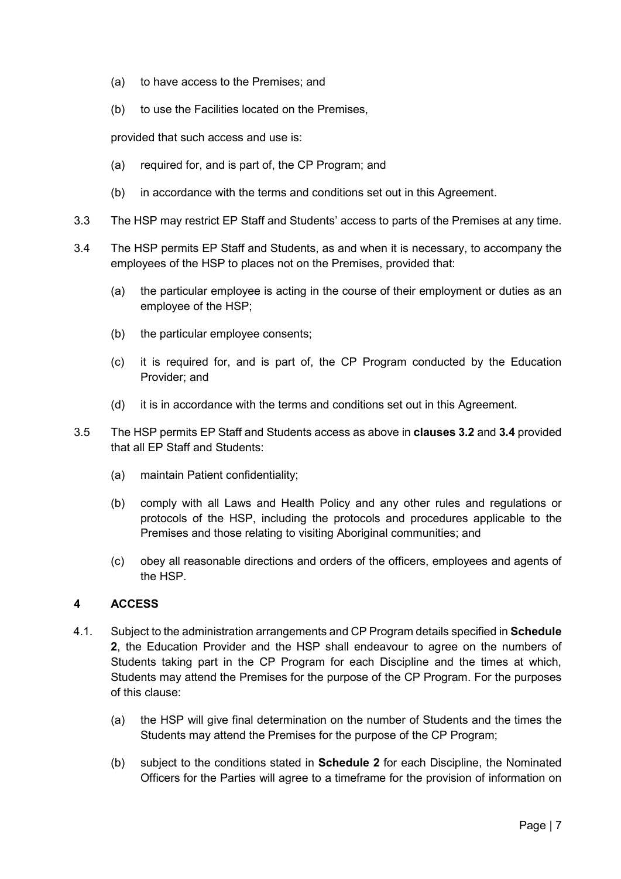(a) to have access to the Premises; and

(b) to use the Facilities located on the Premises,

provided that such access and use is:

(a) required for, and is part of, the CP Program; and

(b) in accordance with the terms and conditions set out in this Agreement.

3.3 The HSP may restrict EP Staff and Students' access to parts of the Premises at any time.

3.4 The HSP permits EP Staff and Students, as and when it is necessary, to accompany the employees of the HSP to places not on the Premises, provided that:

(a) the particular employee is acting in the course of their employment or duties as an employee of the HSP;

(b) the particular employee consents;

(c) it is required for, and is part of, the CP Program conducted by the Education Provider; and

(d) it is in accordance with the terms and conditions set out in this Agreement.

3.5 The HSP permits EP Staff and Students access as above in **clauses 3.2** and **3.4** provided that all EP Staff and Students:

(a) maintain Patient confidentiality;

(b) comply with all Laws and Health Policy and any other rules and regulations or protocols of the HSP, including the protocols and procedures applicable to the Premises and those relating to visiting Aboriginal communities; and

(c) obey all reasonable directions and orders of the officers, employees and agents of the HSP.

## 4 ACCESS

4.1. Subject to the administration arrangements and CP Program details specified in **Schedule 2**, the Education Provider and the HSP shall endeavour to agree on the numbers of Students taking part in the CP Program for each Discipline and the times at which, Students may attend the Premises for the purpose of the CP Program. For the purposes of this clause:

(a) the HSP will give final determination on the number of Students and the times the Students may attend the Premises for the purpose of the CP Program;

(b) subject to the conditions stated in **Schedule 2** for each Discipline, the Nominated Officers for the Parties will agree to a timeframe for the provision of information on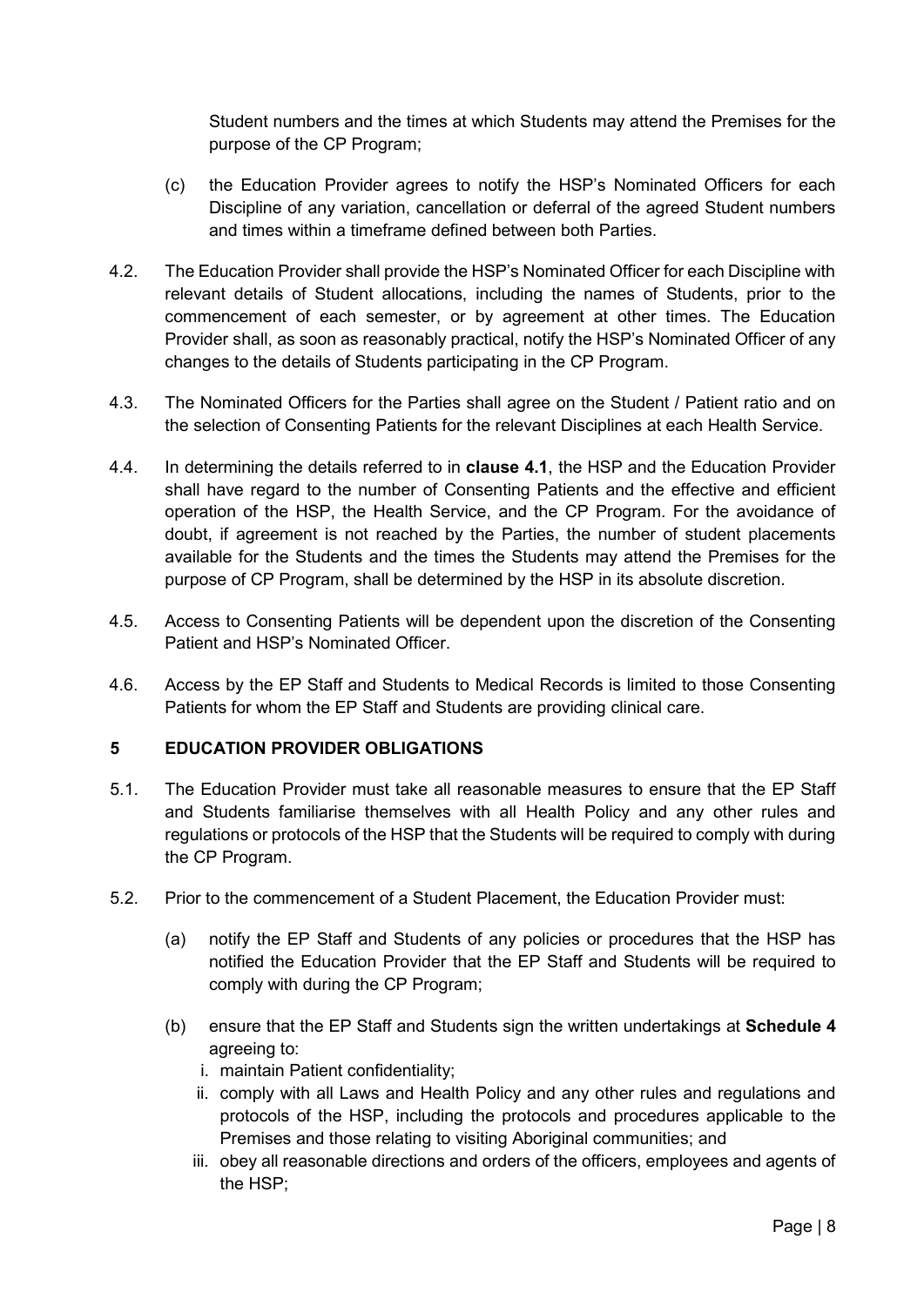Student numbers and the times at which Students may attend the Premises for the purpose of the CP Program;

(c) the Education Provider agrees to notify the HSP's Nominated Officers for each Discipline of any variation, cancellation or deferral of the agreed Student numbers and times within a timeframe defined between both Parties.

4.2. The Education Provider shall provide the HSP's Nominated Officer for each Discipline with relevant details of Student allocations, including the names of Students, prior to the commencement of each semester, or by agreement at other times. The Education Provider shall, as soon as reasonably practical, notify the HSP's Nominated Officer of any changes to the details of Students participating in the CP Program.

4.3. The Nominated Officers for the Parties shall agree on the Student / Patient ratio and on the selection of Consenting Patients for the relevant Disciplines at each Health Service.

4.4. In determining the details referred to in **clause 4.1**, the HSP and the Education Provider shall have regard to the number of Consenting Patients and the effective and efficient operation of the HSP, the Health Service, and the CP Program. For the avoidance of doubt, if agreement is not reached by the Parties, the number of student placements available for the Students and the times the Students may attend the Premises for the purpose of CP Program, shall be determined by the HSP in its absolute discretion.

4.5. Access to Consenting Patients will be dependent upon the discretion of the Consenting Patient and HSP's Nominated Officer.

4.6. Access by the EP Staff and Students to Medical Records is limited to those Consenting Patients for whom the EP Staff and Students are providing clinical care.

## 5 EDUCATION PROVIDER OBLIGATIONS

5.1. The Education Provider must take all reasonable measures to ensure that the EP Staff and Students familiarise themselves with all Health Policy and any other rules and regulations or protocols of the HSP that the Students will be required to comply with during the CP Program.

5.2. Prior to the commencement of a Student Placement, the Education Provider must:

(a) notify the EP Staff and Students of any policies or procedures that the HSP has notified the Education Provider that the EP Staff and Students will be required to comply with during the CP Program;

(b) ensure that the EP Staff and Students sign the written undertakings at **Schedule 4** agreeing to:

i. maintain Patient confidentiality;

ii. comply with all Laws and Health Policy and any other rules and regulations and protocols of the HSP, including the protocols and procedures applicable to the Premises and those relating to visiting Aboriginal communities; and

iii. obey all reasonable directions and orders of the officers, employees and agents of the HSP;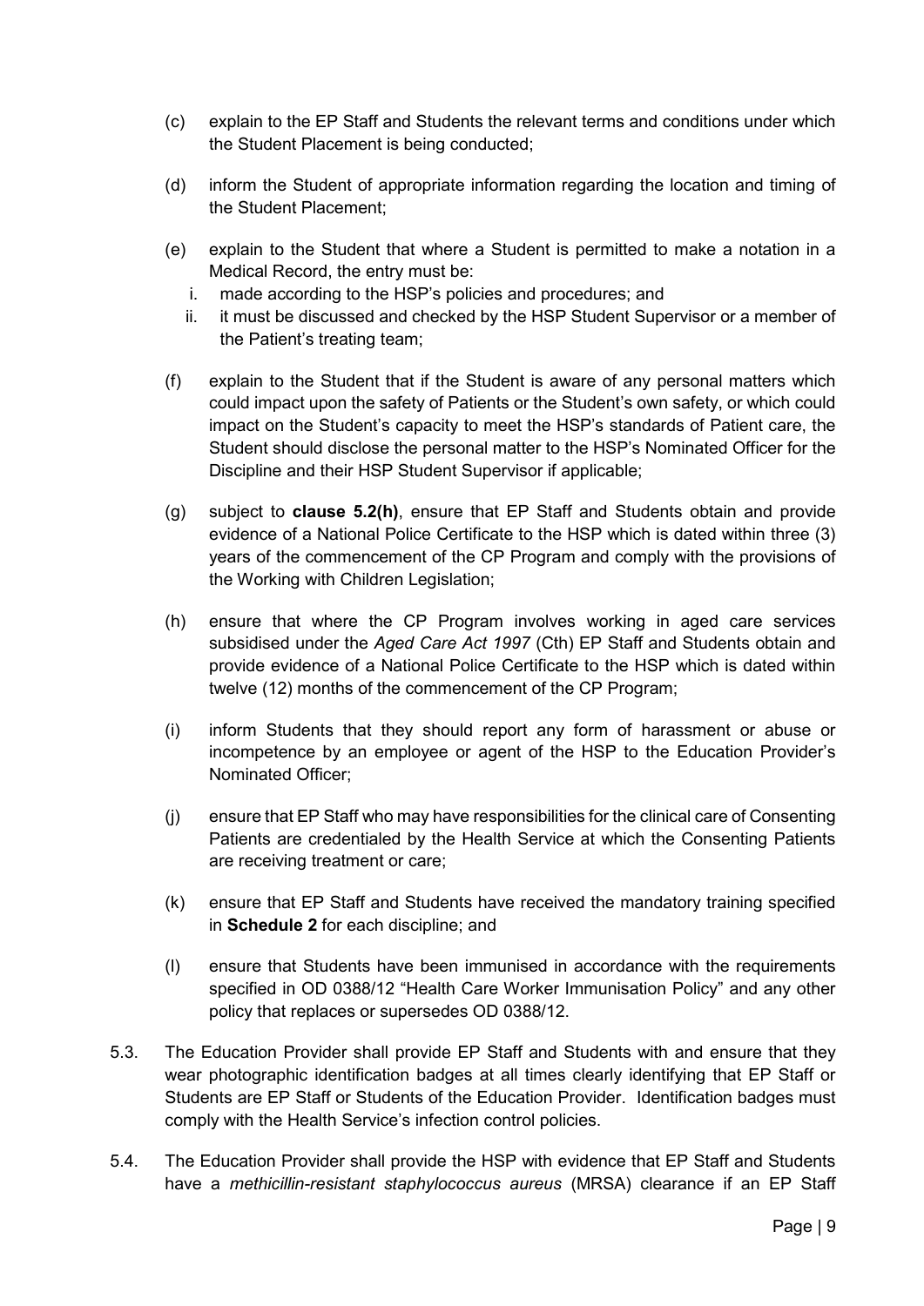(c) explain to the EP Staff and Students the relevant terms and conditions under which the Student Placement is being conducted;

(d) inform the Student of appropriate information regarding the location and timing of the Student Placement;

(e) explain to the Student that where a Student is permitted to make a notation in a Medical Record, the entry must be:

   i. made according to the HSP's policies and procedures; and

   ii. it must be discussed and checked by the HSP Student Supervisor or a member of the Patient's treating team;

(f) explain to the Student that if the Student is aware of any personal matters which could impact upon the safety of Patients or the Student's own safety, or which could impact on the Student's capacity to meet the HSP's standards of Patient care, the Student should disclose the personal matter to the HSP's Nominated Officer for the Discipline and their HSP Student Supervisor if applicable;

(g) subject to **clause 5.2(h)**, ensure that EP Staff and Students obtain and provide evidence of a National Police Certificate to the HSP which is dated within three (3) years of the commencement of the CP Program and comply with the provisions of the Working with Children Legislation;

(h) ensure that where the CP Program involves working in aged care services subsidised under the *Aged Care Act 1997* (Cth) EP Staff and Students obtain and provide evidence of a National Police Certificate to the HSP which is dated within twelve (12) months of the commencement of the CP Program;

(i) inform Students that they should report any form of harassment or abuse or incompetence by an employee or agent of the HSP to the Education Provider's Nominated Officer;

(j) ensure that EP Staff who may have responsibilities for the clinical care of Consenting Patients are credentialed by the Health Service at which the Consenting Patients are receiving treatment or care;

(k) ensure that EP Staff and Students have received the mandatory training specified in **Schedule 2** for each discipline; and

(l) ensure that Students have been immunised in accordance with the requirements specified in OD 0388/12 "Health Care Worker Immunisation Policy" and any other policy that replaces or supersedes OD 0388/12.

5.3. The Education Provider shall provide EP Staff and Students with and ensure that they wear photographic identification badges at all times clearly identifying that EP Staff or Students are EP Staff or Students of the Education Provider. Identification badges must comply with the Health Service's infection control policies.

5.4. The Education Provider shall provide the HSP with evidence that EP Staff and Students have a *methicillin-resistant staphylococcus aureus* (MRSA) clearance if an EP Staff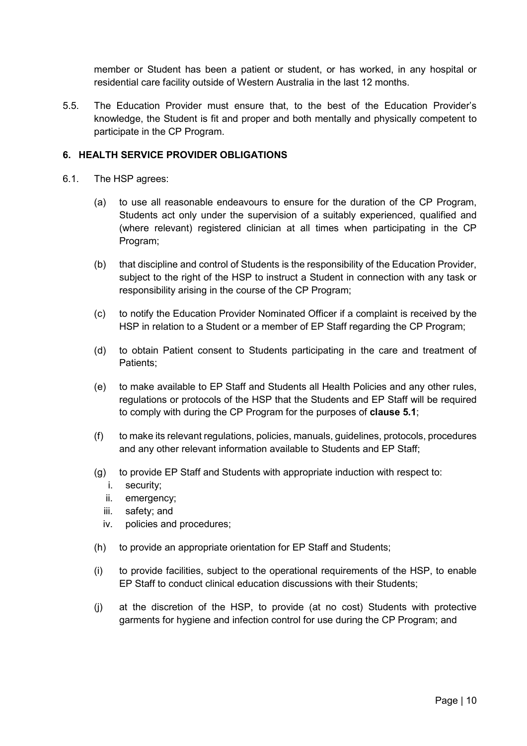member or Student has been a patient or student, or has worked, in any hospital or residential care facility outside of Western Australia in the last 12 months.

5.5. The Education Provider must ensure that, to the best of the Education Provider's knowledge, the Student is fit and proper and both mentally and physically competent to participate in the CP Program.

### 6. HEALTH SERVICE PROVIDER OBLIGATIONS

6.1. The HSP agrees:

(a) to use all reasonable endeavours to ensure for the duration of the CP Program, Students act only under the supervision of a suitably experienced, qualified and (where relevant) registered clinician at all times when participating in the CP Program;

(b) that discipline and control of Students is the responsibility of the Education Provider, subject to the right of the HSP to instruct a Student in connection with any task or responsibility arising in the course of the CP Program;

(c) to notify the Education Provider Nominated Officer if a complaint is received by the HSP in relation to a Student or a member of EP Staff regarding the CP Program;

(d) to obtain Patient consent to Students participating in the care and treatment of Patients;

(e) to make available to EP Staff and Students all Health Policies and any other rules, regulations or protocols of the HSP that the Students and EP Staff will be required to comply with during the CP Program for the purposes of **clause 5.1**;

(f) to make its relevant regulations, policies, manuals, guidelines, protocols, procedures and any other relevant information available to Students and EP Staff;

(g) to provide EP Staff and Students with appropriate induction with respect to:

   i. security;
   ii. emergency;
   iii. safety; and
   iv. policies and procedures;

(h) to provide an appropriate orientation for EP Staff and Students;

(i) to provide facilities, subject to the operational requirements of the HSP, to enable EP Staff to conduct clinical education discussions with their Students;

(j) at the discretion of the HSP, to provide (at no cost) Students with protective garments for hygiene and infection control for use during the CP Program; and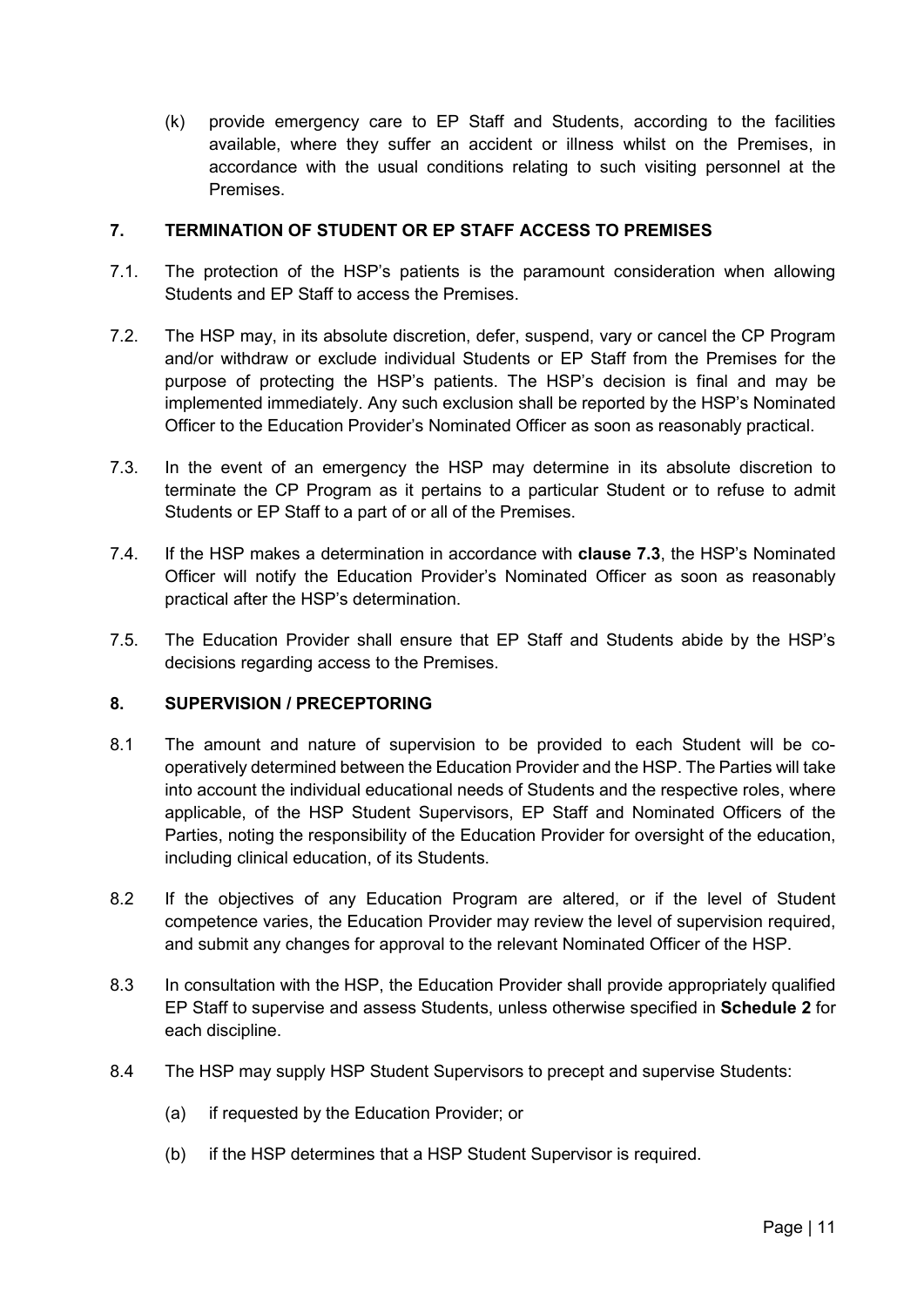(k) provide emergency care to EP Staff and Students, according to the facilities available, where they suffer an accident or illness whilst on the Premises, in accordance with the usual conditions relating to such visiting personnel at the Premises.

## 7. TERMINATION OF STUDENT OR EP STAFF ACCESS TO PREMISES

7.1. The protection of the HSP's patients is the paramount consideration when allowing Students and EP Staff to access the Premises.

7.2. The HSP may, in its absolute discretion, defer, suspend, vary or cancel the CP Program and/or withdraw or exclude individual Students or EP Staff from the Premises for the purpose of protecting the HSP's patients. The HSP's decision is final and may be implemented immediately. Any such exclusion shall be reported by the HSP's Nominated Officer to the Education Provider's Nominated Officer as soon as reasonably practical.

7.3. In the event of an emergency the HSP may determine in its absolute discretion to terminate the CP Program as it pertains to a particular Student or to refuse to admit Students or EP Staff to a part of or all of the Premises.

7.4. If the HSP makes a determination in accordance with **clause 7.3**, the HSP's Nominated Officer will notify the Education Provider's Nominated Officer as soon as reasonably practical after the HSP's determination.

7.5. The Education Provider shall ensure that EP Staff and Students abide by the HSP's decisions regarding access to the Premises.

## 8. SUPERVISION / PRECEPTORING

8.1 The amount and nature of supervision to be provided to each Student will be co-operatively determined between the Education Provider and the HSP. The Parties will take into account the individual educational needs of Students and the respective roles, where applicable, of the HSP Student Supervisors, EP Staff and Nominated Officers of the Parties, noting the responsibility of the Education Provider for oversight of the education, including clinical education, of its Students.

8.2 If the objectives of any Education Program are altered, or if the level of Student competence varies, the Education Provider may review the level of supervision required, and submit any changes for approval to the relevant Nominated Officer of the HSP.

8.3 In consultation with the HSP, the Education Provider shall provide appropriately qualified EP Staff to supervise and assess Students, unless otherwise specified in **Schedule 2** for each discipline.

8.4 The HSP may supply HSP Student Supervisors to precept and supervise Students:

(a) if requested by the Education Provider; or

(b) if the HSP determines that a HSP Student Supervisor is required.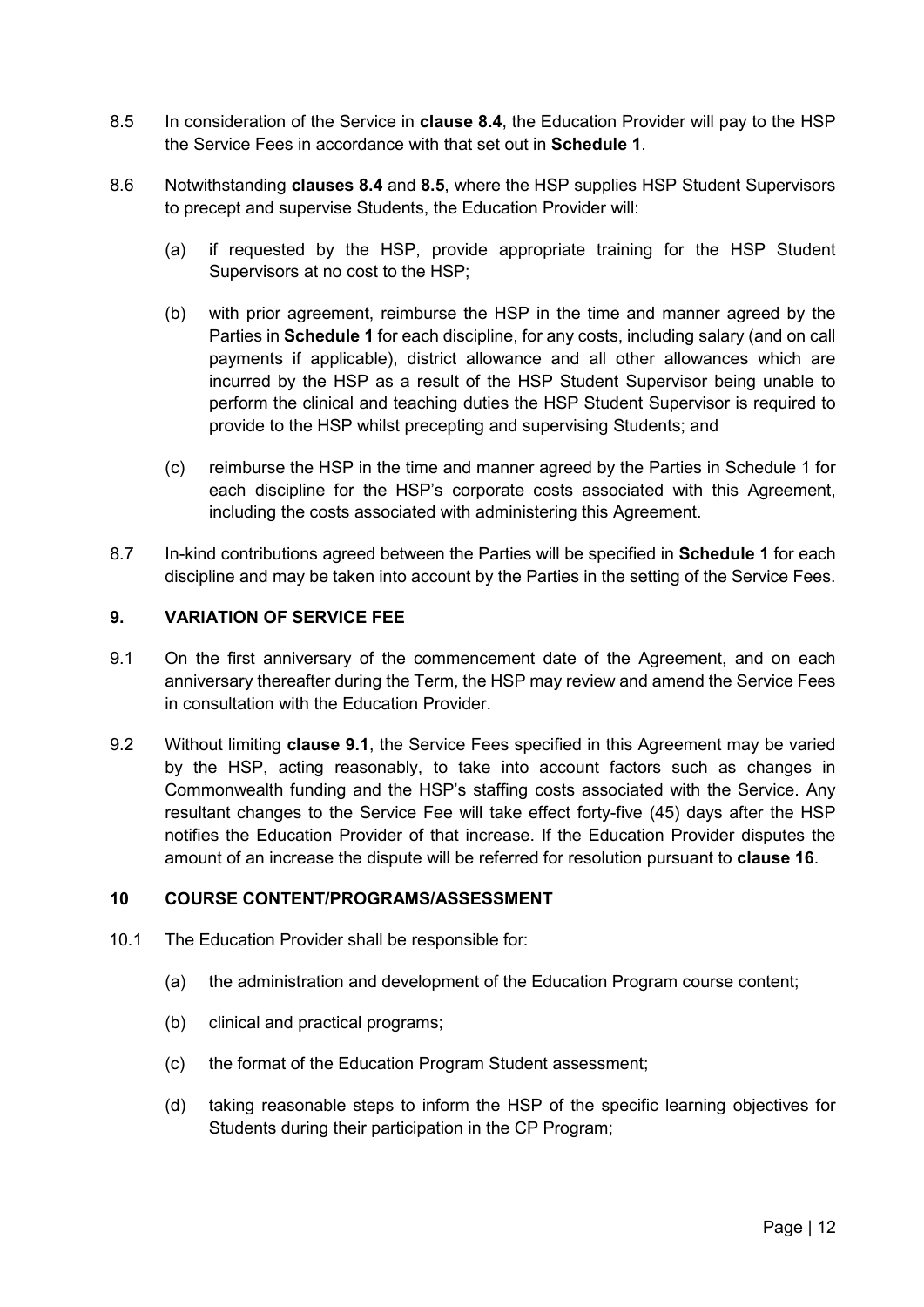8.5 In consideration of the Service in **clause 8.4**, the Education Provider will pay to the HSP the Service Fees in accordance with that set out in **Schedule 1**.

8.6 Notwithstanding **clauses 8.4** and **8.5**, where the HSP supplies HSP Student Supervisors to precept and supervise Students, the Education Provider will:

(a) if requested by the HSP, provide appropriate training for the HSP Student Supervisors at no cost to the HSP;

(b) with prior agreement, reimburse the HSP in the time and manner agreed by the Parties in **Schedule 1** for each discipline, for any costs, including salary (and on call payments if applicable), district allowance and all other allowances which are incurred by the HSP as a result of the HSP Student Supervisor being unable to perform the clinical and teaching duties the HSP Student Supervisor is required to provide to the HSP whilst precepting and supervising Students; and

(c) reimburse the HSP in the time and manner agreed by the Parties in Schedule 1 for each discipline for the HSP's corporate costs associated with this Agreement, including the costs associated with administering this Agreement.

8.7 In-kind contributions agreed between the Parties will be specified in **Schedule 1** for each discipline and may be taken into account by the Parties in the setting of the Service Fees.

## 9. VARIATION OF SERVICE FEE

9.1 On the first anniversary of the commencement date of the Agreement, and on each anniversary thereafter during the Term, the HSP may review and amend the Service Fees in consultation with the Education Provider.

9.2 Without limiting **clause 9.1**, the Service Fees specified in this Agreement may be varied by the HSP, acting reasonably, to take into account factors such as changes in Commonwealth funding and the HSP's staffing costs associated with the Service. Any resultant changes to the Service Fee will take effect forty-five (45) days after the HSP notifies the Education Provider of that increase. If the Education Provider disputes the amount of an increase the dispute will be referred for resolution pursuant to **clause 16**.

## 10 COURSE CONTENT/PROGRAMS/ASSESSMENT

10.1 The Education Provider shall be responsible for:

(a) the administration and development of the Education Program course content;

(b) clinical and practical programs;

(c) the format of the Education Program Student assessment;

(d) taking reasonable steps to inform the HSP of the specific learning objectives for Students during their participation in the CP Program;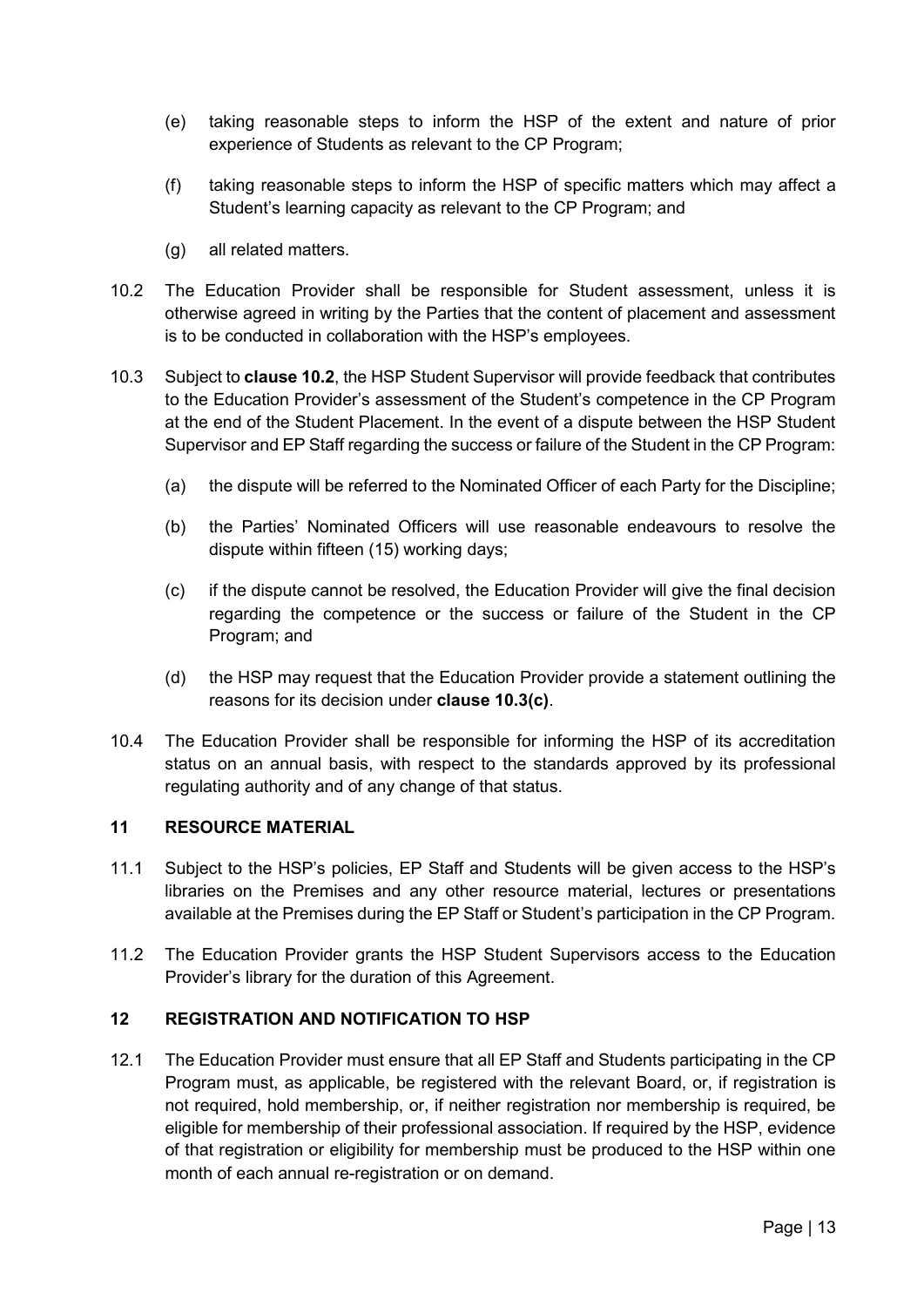(e) taking reasonable steps to inform the HSP of the extent and nature of prior experience of Students as relevant to the CP Program;

(f) taking reasonable steps to inform the HSP of specific matters which may affect a Student's learning capacity as relevant to the CP Program; and

(g) all related matters.

10.2 The Education Provider shall be responsible for Student assessment, unless it is otherwise agreed in writing by the Parties that the content of placement and assessment is to be conducted in collaboration with the HSP's employees.

10.3 Subject to **clause 10.2**, the HSP Student Supervisor will provide feedback that contributes to the Education Provider's assessment of the Student's competence in the CP Program at the end of the Student Placement. In the event of a dispute between the HSP Student Supervisor and EP Staff regarding the success or failure of the Student in the CP Program:

(a) the dispute will be referred to the Nominated Officer of each Party for the Discipline;

(b) the Parties' Nominated Officers will use reasonable endeavours to resolve the dispute within fifteen (15) working days;

(c) if the dispute cannot be resolved, the Education Provider will give the final decision regarding the competence or the success or failure of the Student in the CP Program; and

(d) the HSP may request that the Education Provider provide a statement outlining the reasons for its decision under **clause 10.3(c)**.

10.4 The Education Provider shall be responsible for informing the HSP of its accreditation status on an annual basis, with respect to the standards approved by its professional regulating authority and of any change of that status.

## 11 RESOURCE MATERIAL

11.1 Subject to the HSP's policies, EP Staff and Students will be given access to the HSP's libraries on the Premises and any other resource material, lectures or presentations available at the Premises during the EP Staff or Student's participation in the CP Program.

11.2 The Education Provider grants the HSP Student Supervisors access to the Education Provider's library for the duration of this Agreement.

## 12 REGISTRATION AND NOTIFICATION TO HSP

12.1 The Education Provider must ensure that all EP Staff and Students participating in the CP Program must, as applicable, be registered with the relevant Board, or, if registration is not required, hold membership, or, if neither registration nor membership is required, be eligible for membership of their professional association. If required by the HSP, evidence of that registration or eligibility for membership must be produced to the HSP within one month of each annual re-registration or on demand.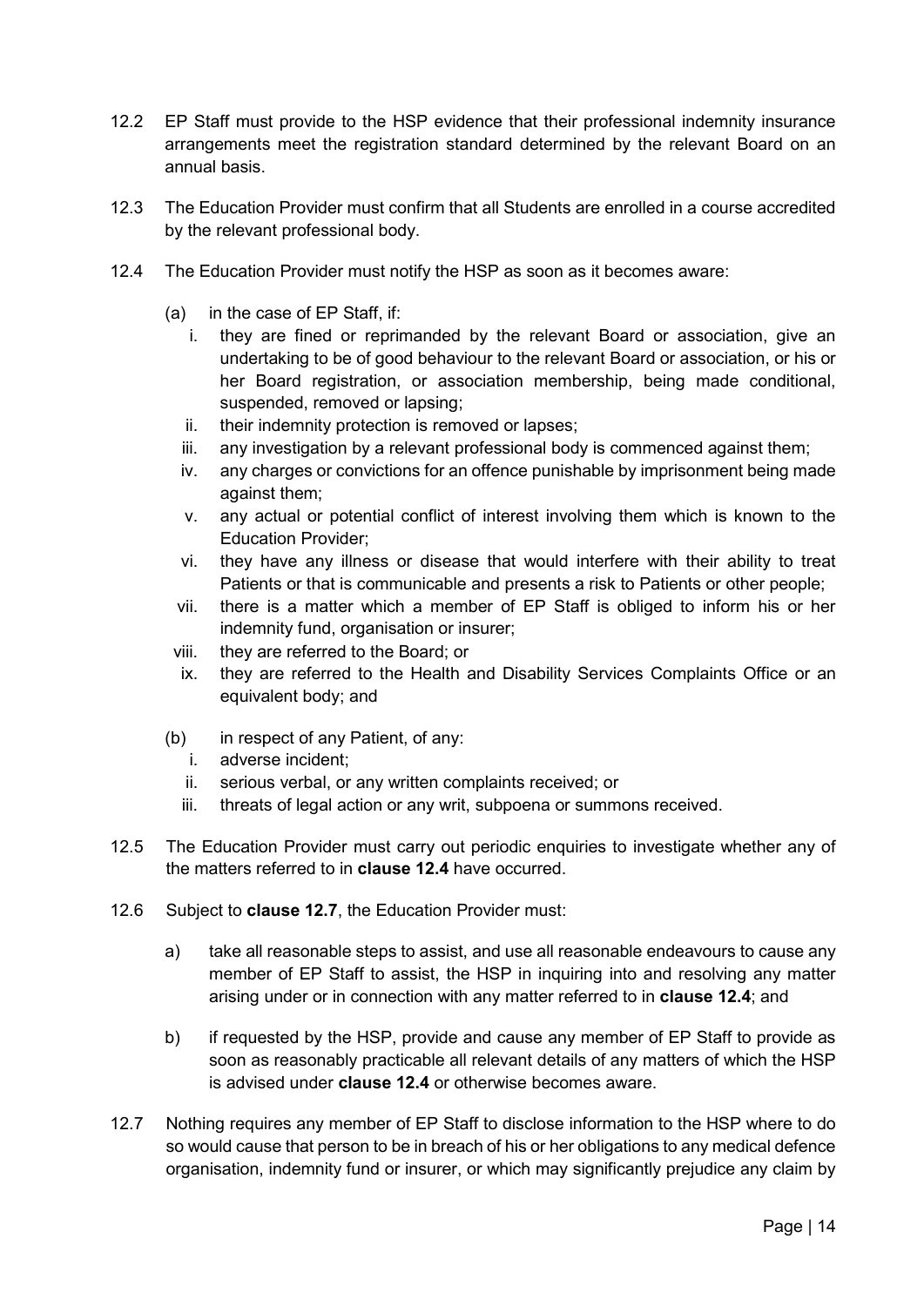12.2 EP Staff must provide to the HSP evidence that their professional indemnity insurance arrangements meet the registration standard determined by the relevant Board on an annual basis.

12.3 The Education Provider must confirm that all Students are enrolled in a course accredited by the relevant professional body.

12.4 The Education Provider must notify the HSP as soon as it becomes aware:

(a) in the case of EP Staff, if:

i. they are fined or reprimanded by the relevant Board or association, give an undertaking to be of good behaviour to the relevant Board or association, or his or her Board registration, or association membership, being made conditional, suspended, removed or lapsing;

ii. their indemnity protection is removed or lapses;

iii. any investigation by a relevant professional body is commenced against them;

iv. any charges or convictions for an offence punishable by imprisonment being made against them;

v. any actual or potential conflict of interest involving them which is known to the Education Provider;

vi. they have any illness or disease that would interfere with their ability to treat Patients or that is communicable and presents a risk to Patients or other people;

vii. there is a matter which a member of EP Staff is obliged to inform his or her indemnity fund, organisation or insurer;

viii. they are referred to the Board; or

ix. they are referred to the Health and Disability Services Complaints Office or an equivalent body; and

(b) in respect of any Patient, of any:

i. adverse incident;

ii. serious verbal, or any written complaints received; or

iii. threats of legal action or any writ, subpoena or summons received.

12.5 The Education Provider must carry out periodic enquiries to investigate whether any of the matters referred to in **clause 12.4** have occurred.

12.6 Subject to **clause 12.7**, the Education Provider must:

a) take all reasonable steps to assist, and use all reasonable endeavours to cause any member of EP Staff to assist, the HSP in inquiring into and resolving any matter arising under or in connection with any matter referred to in **clause 12.4**; and

b) if requested by the HSP, provide and cause any member of EP Staff to provide as soon as reasonably practicable all relevant details of any matters of which the HSP is advised under **clause 12.4** or otherwise becomes aware.

12.7 Nothing requires any member of EP Staff to disclose information to the HSP where to do so would cause that person to be in breach of his or her obligations to any medical defence organisation, indemnity fund or insurer, or which may significantly prejudice any claim by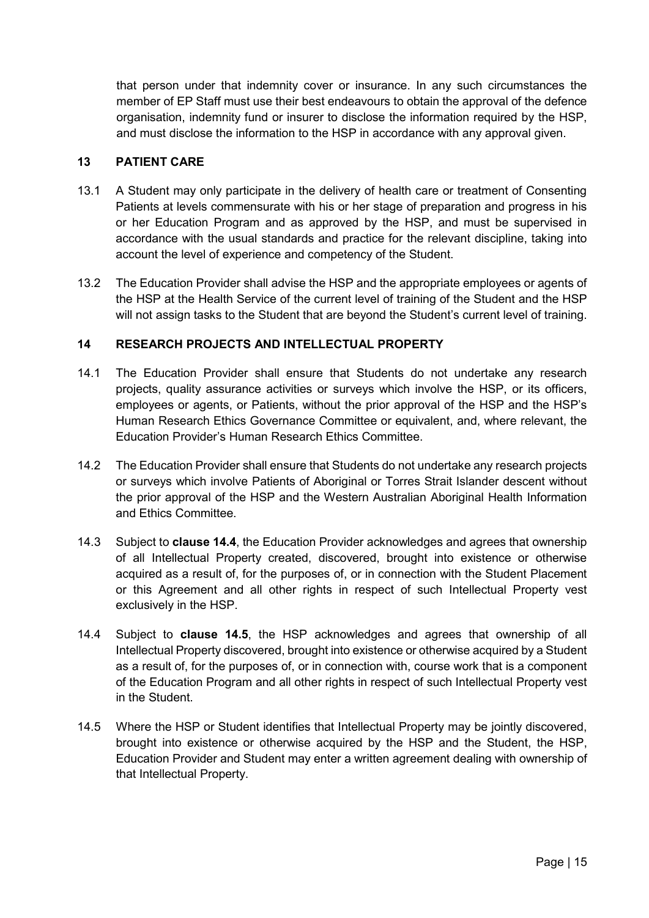that person under that indemnity cover or insurance. In any such circumstances the member of EP Staff must use their best endeavours to obtain the approval of the defence organisation, indemnity fund or insurer to disclose the information required by the HSP, and must disclose the information to the HSP in accordance with any approval given.

## 13 PATIENT CARE

13.1 A Student may only participate in the delivery of health care or treatment of Consenting Patients at levels commensurate with his or her stage of preparation and progress in his or her Education Program and as approved by the HSP, and must be supervised in accordance with the usual standards and practice for the relevant discipline, taking into account the level of experience and competency of the Student.

13.2 The Education Provider shall advise the HSP and the appropriate employees or agents of the HSP at the Health Service of the current level of training of the Student and the HSP will not assign tasks to the Student that are beyond the Student's current level of training.

## 14 RESEARCH PROJECTS AND INTELLECTUAL PROPERTY

14.1 The Education Provider shall ensure that Students do not undertake any research projects, quality assurance activities or surveys which involve the HSP, or its officers, employees or agents, or Patients, without the prior approval of the HSP and the HSP's Human Research Ethics Governance Committee or equivalent, and, where relevant, the Education Provider's Human Research Ethics Committee.

14.2 The Education Provider shall ensure that Students do not undertake any research projects or surveys which involve Patients of Aboriginal or Torres Strait Islander descent without the prior approval of the HSP and the Western Australian Aboriginal Health Information and Ethics Committee.

14.3 Subject to **clause 14.4**, the Education Provider acknowledges and agrees that ownership of all Intellectual Property created, discovered, brought into existence or otherwise acquired as a result of, for the purposes of, or in connection with the Student Placement or this Agreement and all other rights in respect of such Intellectual Property vest exclusively in the HSP.

14.4 Subject to **clause 14.5**, the HSP acknowledges and agrees that ownership of all Intellectual Property discovered, brought into existence or otherwise acquired by a Student as a result of, for the purposes of, or in connection with, course work that is a component of the Education Program and all other rights in respect of such Intellectual Property vest in the Student.

14.5 Where the HSP or Student identifies that Intellectual Property may be jointly discovered, brought into existence or otherwise acquired by the HSP and the Student, the HSP, Education Provider and Student may enter a written agreement dealing with ownership of that Intellectual Property.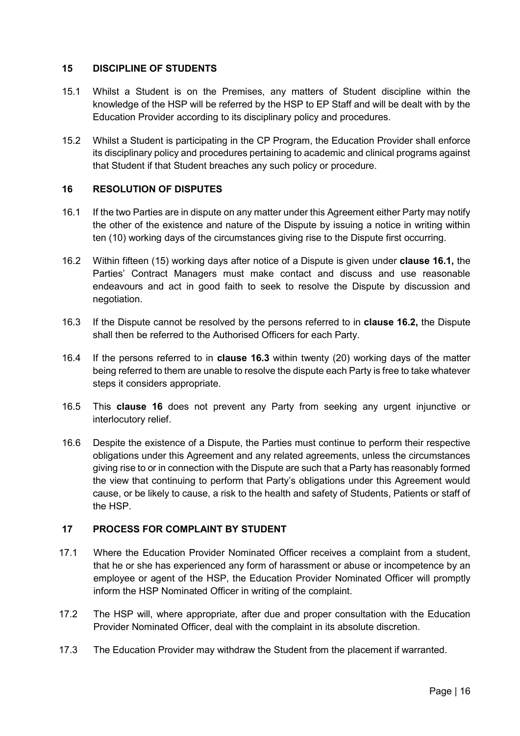## 15 DISCIPLINE OF STUDENTS

15.1 Whilst a Student is on the Premises, any matters of Student discipline within the knowledge of the HSP will be referred by the HSP to EP Staff and will be dealt with by the Education Provider according to its disciplinary policy and procedures.

15.2 Whilst a Student is participating in the CP Program, the Education Provider shall enforce its disciplinary policy and procedures pertaining to academic and clinical programs against that Student if that Student breaches any such policy or procedure.

## 16 RESOLUTION OF DISPUTES

16.1 If the two Parties are in dispute on any matter under this Agreement either Party may notify the other of the existence and nature of the Dispute by issuing a notice in writing within ten (10) working days of the circumstances giving rise to the Dispute first occurring.

16.2 Within fifteen (15) working days after notice of a Dispute is given under **clause 16.1,** the Parties' Contract Managers must make contact and discuss and use reasonable endeavours and act in good faith to seek to resolve the Dispute by discussion and negotiation.

16.3 If the Dispute cannot be resolved by the persons referred to in **clause 16.2,** the Dispute shall then be referred to the Authorised Officers for each Party.

16.4 If the persons referred to in **clause 16.3** within twenty (20) working days of the matter being referred to them are unable to resolve the dispute each Party is free to take whatever steps it considers appropriate.

16.5 This **clause 16** does not prevent any Party from seeking any urgent injunctive or interlocutory relief.

16.6 Despite the existence of a Dispute, the Parties must continue to perform their respective obligations under this Agreement and any related agreements, unless the circumstances giving rise to or in connection with the Dispute are such that a Party has reasonably formed the view that continuing to perform that Party's obligations under this Agreement would cause, or be likely to cause, a risk to the health and safety of Students, Patients or staff of the HSP.

## 17 PROCESS FOR COMPLAINT BY STUDENT

17.1 Where the Education Provider Nominated Officer receives a complaint from a student, that he or she has experienced any form of harassment or abuse or incompetence by an employee or agent of the HSP, the Education Provider Nominated Officer will promptly inform the HSP Nominated Officer in writing of the complaint.

17.2 The HSP will, where appropriate, after due and proper consultation with the Education Provider Nominated Officer, deal with the complaint in its absolute discretion.

17.3 The Education Provider may withdraw the Student from the placement if warranted.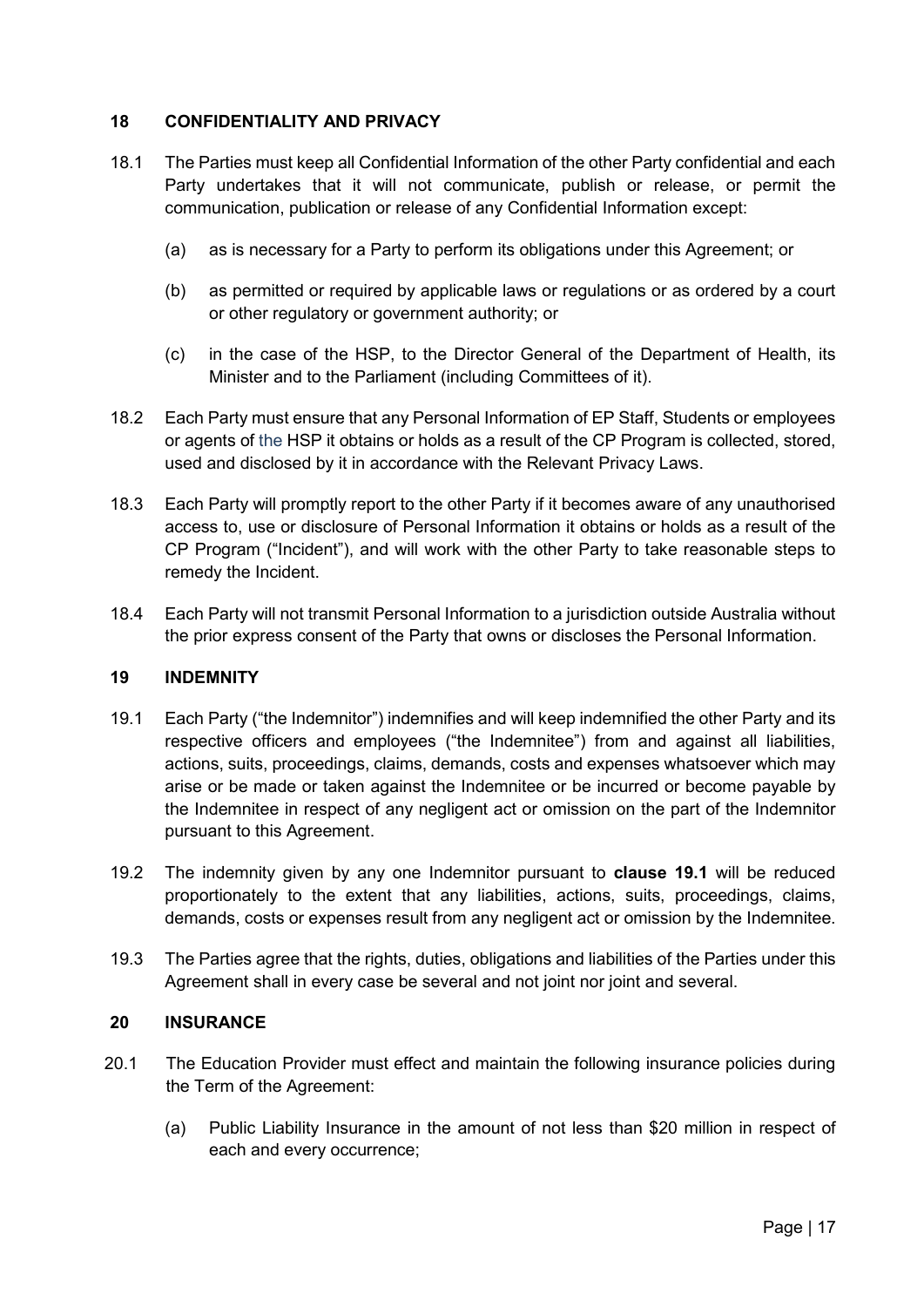## 18 CONFIDENTIALITY AND PRIVACY

18.1 The Parties must keep all Confidential Information of the other Party confidential and each Party undertakes that it will not communicate, publish or release, or permit the communication, publication or release of any Confidential Information except:

(a) as is necessary for a Party to perform its obligations under this Agreement; or

(b) as permitted or required by applicable laws or regulations or as ordered by a court or other regulatory or government authority; or

(c) in the case of the HSP, to the Director General of the Department of Health, its Minister and to the Parliament (including Committees of it).

18.2 Each Party must ensure that any Personal Information of EP Staff, Students or employees or agents of the HSP it obtains or holds as a result of the CP Program is collected, stored, used and disclosed by it in accordance with the Relevant Privacy Laws.

18.3 Each Party will promptly report to the other Party if it becomes aware of any unauthorised access to, use or disclosure of Personal Information it obtains or holds as a result of the CP Program ("Incident"), and will work with the other Party to take reasonable steps to remedy the Incident.

18.4 Each Party will not transmit Personal Information to a jurisdiction outside Australia without the prior express consent of the Party that owns or discloses the Personal Information.

## 19 INDEMNITY

19.1 Each Party ("the Indemnitor") indemnifies and will keep indemnified the other Party and its respective officers and employees ("the Indemnitee") from and against all liabilities, actions, suits, proceedings, claims, demands, costs and expenses whatsoever which may arise or be made or taken against the Indemnitee or be incurred or become payable by the Indemnitee in respect of any negligent act or omission on the part of the Indemnitor pursuant to this Agreement.

19.2 The indemnity given by any one Indemnitor pursuant to **clause 19.1** will be reduced proportionately to the extent that any liabilities, actions, suits, proceedings, claims, demands, costs or expenses result from any negligent act or omission by the Indemnitee.

19.3 The Parties agree that the rights, duties, obligations and liabilities of the Parties under this Agreement shall in every case be several and not joint nor joint and several.

## 20 INSURANCE

20.1 The Education Provider must effect and maintain the following insurance policies during the Term of the Agreement:

(a) Public Liability Insurance in the amount of not less than $20 million in respect of each and every occurrence;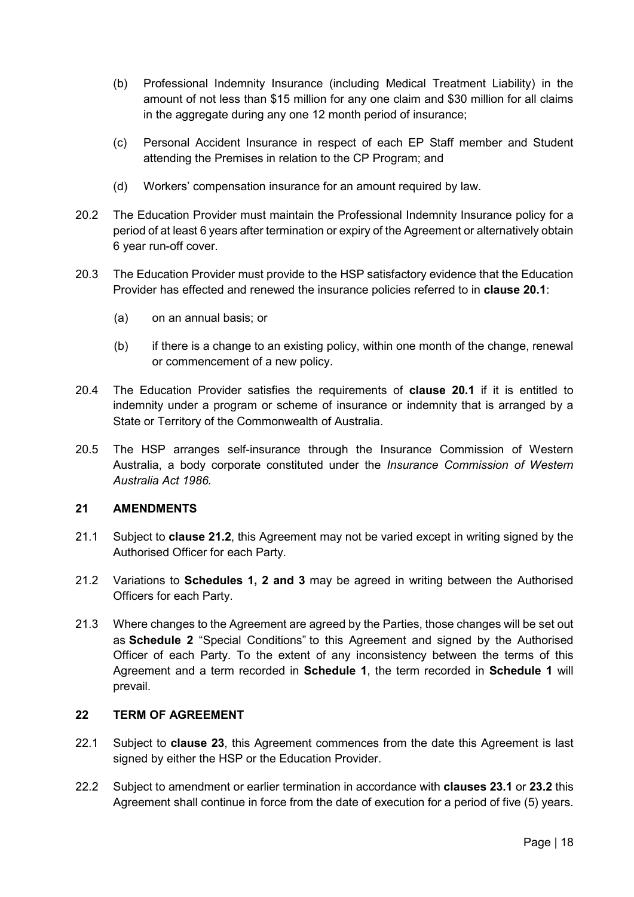(b) Professional Indemnity Insurance (including Medical Treatment Liability) in the amount of not less than $15 million for any one claim and $30 million for all claims in the aggregate during any one 12 month period of insurance;

(c) Personal Accident Insurance in respect of each EP Staff member and Student attending the Premises in relation to the CP Program; and

(d) Workers' compensation insurance for an amount required by law.

20.2 The Education Provider must maintain the Professional Indemnity Insurance policy for a period of at least 6 years after termination or expiry of the Agreement or alternatively obtain 6 year run-off cover.

20.3 The Education Provider must provide to the HSP satisfactory evidence that the Education Provider has effected and renewed the insurance policies referred to in **clause 20.1**:

(a) on an annual basis; or

(b) if there is a change to an existing policy, within one month of the change, renewal or commencement of a new policy.

20.4 The Education Provider satisfies the requirements of **clause 20.1** if it is entitled to indemnity under a program or scheme of insurance or indemnity that is arranged by a State or Territory of the Commonwealth of Australia.

20.5 The HSP arranges self-insurance through the Insurance Commission of Western Australia, a body corporate constituted under the *Insurance Commission of Western Australia Act 1986.*

## 21 AMENDMENTS

21.1 Subject to **clause 21.2**, this Agreement may not be varied except in writing signed by the Authorised Officer for each Party.

21.2 Variations to **Schedules 1, 2 and 3** may be agreed in writing between the Authorised Officers for each Party.

21.3 Where changes to the Agreement are agreed by the Parties, those changes will be set out as **Schedule 2** "Special Conditions" to this Agreement and signed by the Authorised Officer of each Party. To the extent of any inconsistency between the terms of this Agreement and a term recorded in **Schedule 1**, the term recorded in **Schedule 1** will prevail.

## 22 TERM OF AGREEMENT

22.1 Subject to **clause 23**, this Agreement commences from the date this Agreement is last signed by either the HSP or the Education Provider.

22.2 Subject to amendment or earlier termination in accordance with **clauses 23.1** or **23.2** this Agreement shall continue in force from the date of execution for a period of five (5) years.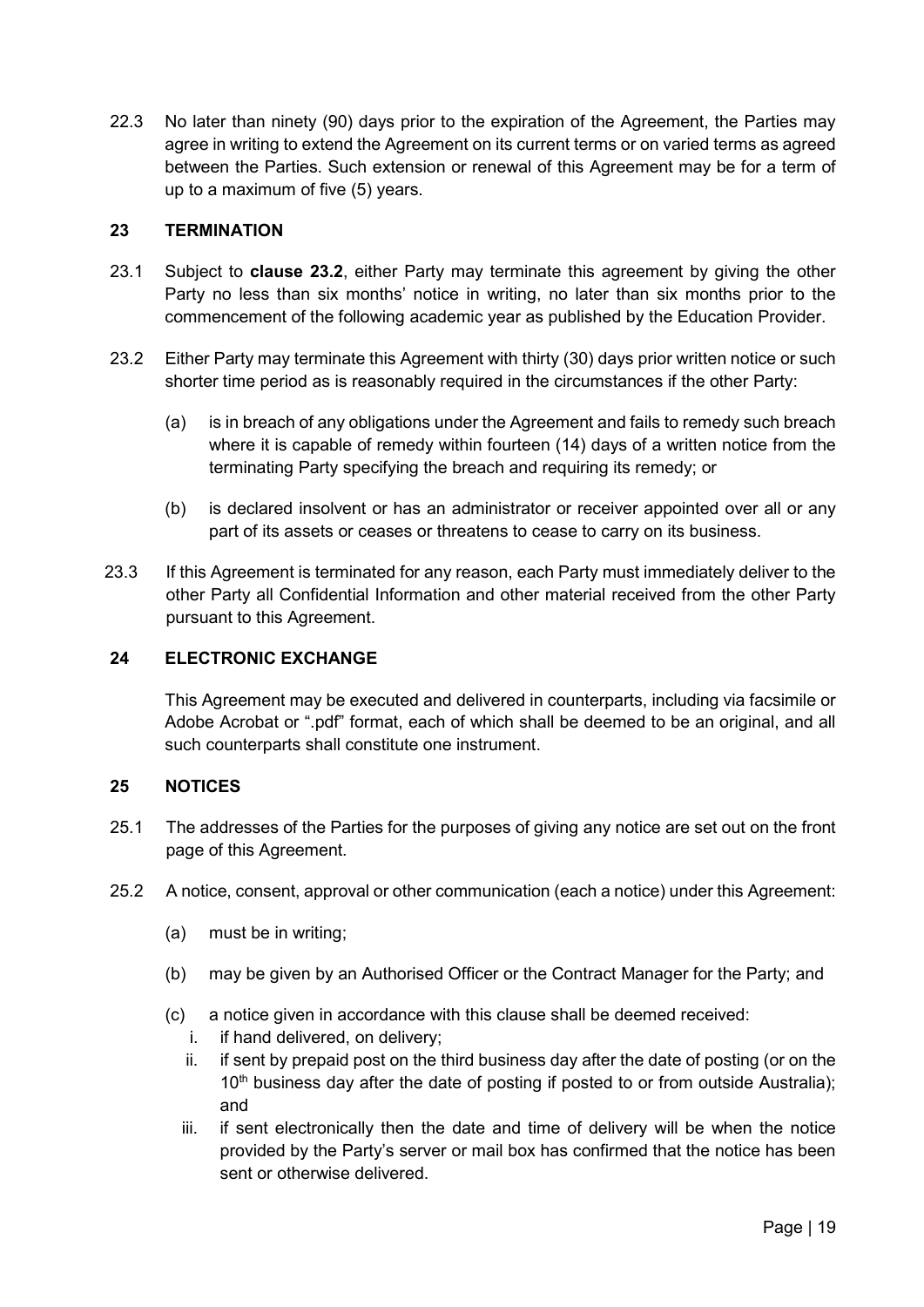22.3 No later than ninety (90) days prior to the expiration of the Agreement, the Parties may agree in writing to extend the Agreement on its current terms or on varied terms as agreed between the Parties. Such extension or renewal of this Agreement may be for a term of up to a maximum of five (5) years.

## 23 TERMINATION

23.1 Subject to **clause 23.2**, either Party may terminate this agreement by giving the other Party no less than six months' notice in writing, no later than six months prior to the commencement of the following academic year as published by the Education Provider.

23.2 Either Party may terminate this Agreement with thirty (30) days prior written notice or such shorter time period as is reasonably required in the circumstances if the other Party:

(a) is in breach of any obligations under the Agreement and fails to remedy such breach where it is capable of remedy within fourteen (14) days of a written notice from the terminating Party specifying the breach and requiring its remedy; or

(b) is declared insolvent or has an administrator or receiver appointed over all or any part of its assets or ceases or threatens to cease to carry on its business.

23.3 If this Agreement is terminated for any reason, each Party must immediately deliver to the other Party all Confidential Information and other material received from the other Party pursuant to this Agreement.

## 24 ELECTRONIC EXCHANGE

This Agreement may be executed and delivered in counterparts, including via facsimile or Adobe Acrobat or ".pdf" format, each of which shall be deemed to be an original, and all such counterparts shall constitute one instrument.

## 25 NOTICES

25.1 The addresses of the Parties for the purposes of giving any notice are set out on the front page of this Agreement.

25.2 A notice, consent, approval or other communication (each a notice) under this Agreement:

(a) must be in writing;

(b) may be given by an Authorised Officer or the Contract Manager for the Party; and

(c) a notice given in accordance with this clause shall be deemed received:

i. if hand delivered, on delivery;

ii. if sent by prepaid post on the third business day after the date of posting (or on the 10th business day after the date of posting if posted to or from outside Australia); and

iii. if sent electronically then the date and time of delivery will be when the notice provided by the Party's server or mail box has confirmed that the notice has been sent or otherwise delivered.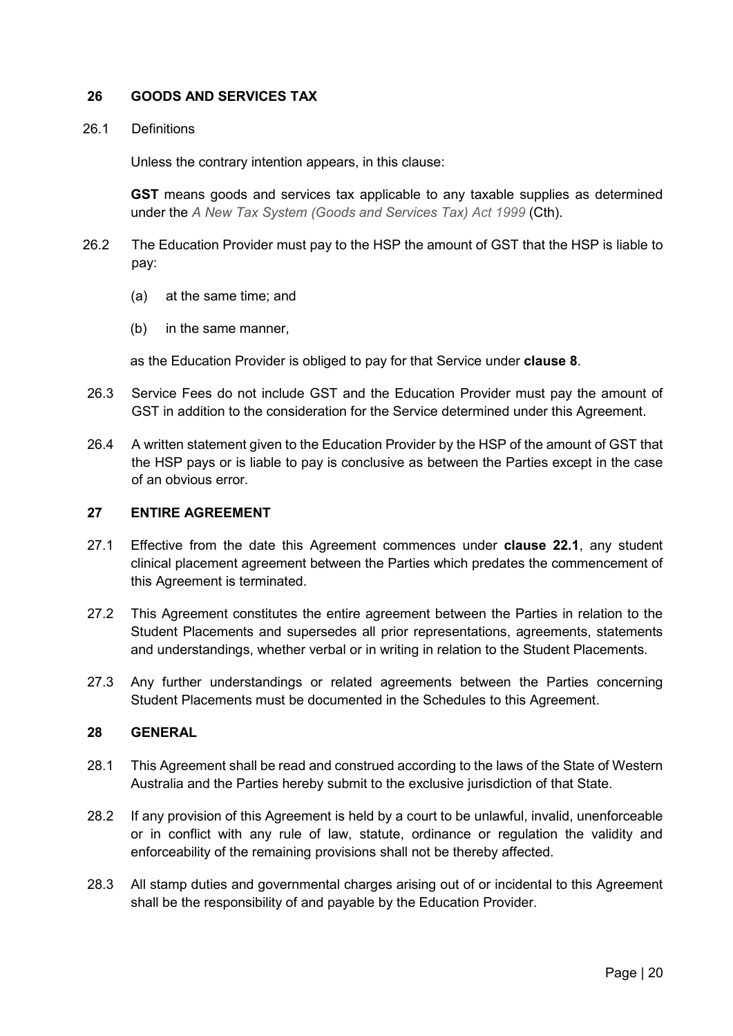## 26 GOODS AND SERVICES TAX

26.1 Definitions

Unless the contrary intention appears, in this clause:

**GST** means goods and services tax applicable to any taxable supplies as determined under the *A New Tax System (Goods and Services Tax) Act 1999* (Cth).

26.2 The Education Provider must pay to the HSP the amount of GST that the HSP is liable to pay:

(a) at the same time; and

(b) in the same manner,

as the Education Provider is obliged to pay for that Service under **clause 8**.

26.3 Service Fees do not include GST and the Education Provider must pay the amount of GST in addition to the consideration for the Service determined under this Agreement.

26.4 A written statement given to the Education Provider by the HSP of the amount of GST that the HSP pays or is liable to pay is conclusive as between the Parties except in the case of an obvious error.

## 27 ENTIRE AGREEMENT

27.1 Effective from the date this Agreement commences under **clause 22.1**, any student clinical placement agreement between the Parties which predates the commencement of this Agreement is terminated.

27.2 This Agreement constitutes the entire agreement between the Parties in relation to the Student Placements and supersedes all prior representations, agreements, statements and understandings, whether verbal or in writing in relation to the Student Placements.

27.3 Any further understandings or related agreements between the Parties concerning Student Placements must be documented in the Schedules to this Agreement.

## 28 GENERAL

28.1 This Agreement shall be read and construed according to the laws of the State of Western Australia and the Parties hereby submit to the exclusive jurisdiction of that State.

28.2 If any provision of this Agreement is held by a court to be unlawful, invalid, unenforceable or in conflict with any rule of law, statute, ordinance or regulation the validity and enforceability of the remaining provisions shall not be thereby affected.

28.3 All stamp duties and governmental charges arising out of or incidental to this Agreement shall be the responsibility of and payable by the Education Provider.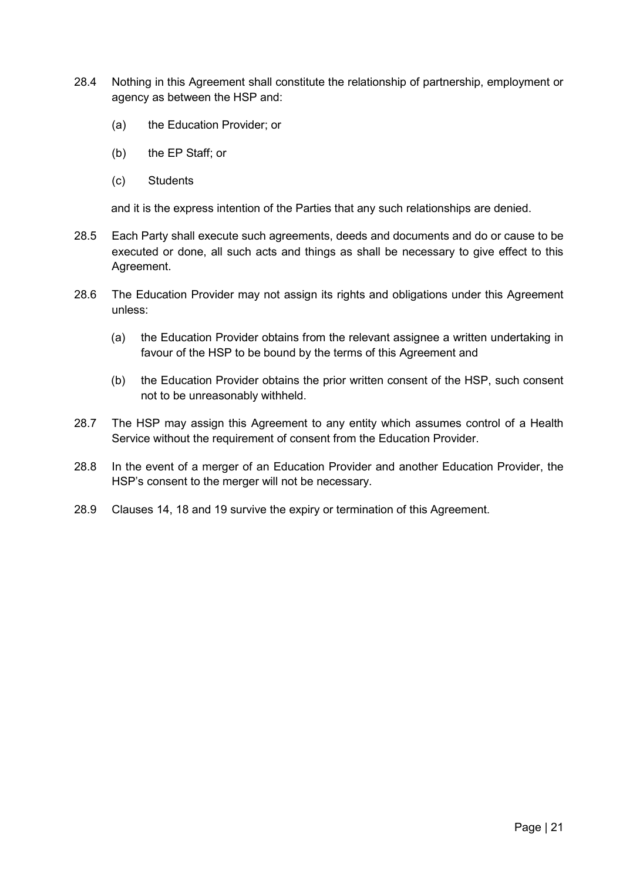28.4 Nothing in this Agreement shall constitute the relationship of partnership, employment or agency as between the HSP and:

(a) the Education Provider; or

(b) the EP Staff; or

(c) Students

and it is the express intention of the Parties that any such relationships are denied.

28.5 Each Party shall execute such agreements, deeds and documents and do or cause to be executed or done, all such acts and things as shall be necessary to give effect to this Agreement.

28.6 The Education Provider may not assign its rights and obligations under this Agreement unless:

(a) the Education Provider obtains from the relevant assignee a written undertaking in favour of the HSP to be bound by the terms of this Agreement and

(b) the Education Provider obtains the prior written consent of the HSP, such consent not to be unreasonably withheld.

28.7 The HSP may assign this Agreement to any entity which assumes control of a Health Service without the requirement of consent from the Education Provider.

28.8 In the event of a merger of an Education Provider and another Education Provider, the HSP's consent to the merger will not be necessary.

28.9 Clauses 14, 18 and 19 survive the expiry or termination of this Agreement.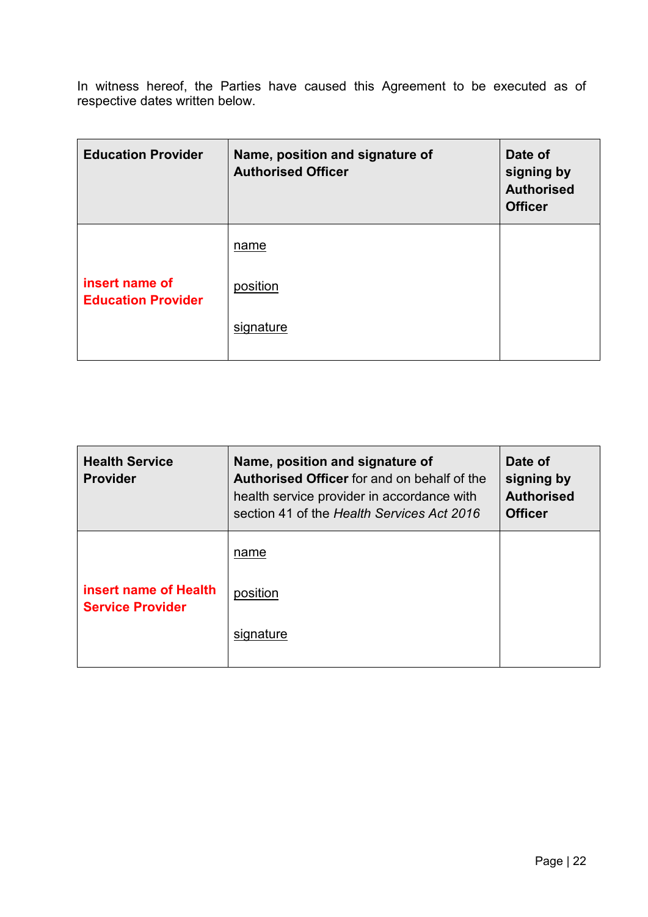In witness hereof, the Parties have caused this Agreement to be executed as of respective dates written below.

| **Education Provider** | **Name, position and signature of Authorised Officer** | **Date of signing by Authorised Officer** |
|---|---|---|
| **insert name of Education Provider** | name<br><br>position<br><br>signature | |

| **Health Service Provider** | **Name, position and signature of Authorised Officer** for and on behalf of the health service provider in accordance with section 41 of the *Health Services Act 2016* | **Date of signing by Authorised Officer** |
|---|---|---|
| **insert name of Health Service Provider** | name<br><br>position<br><br>signature | |